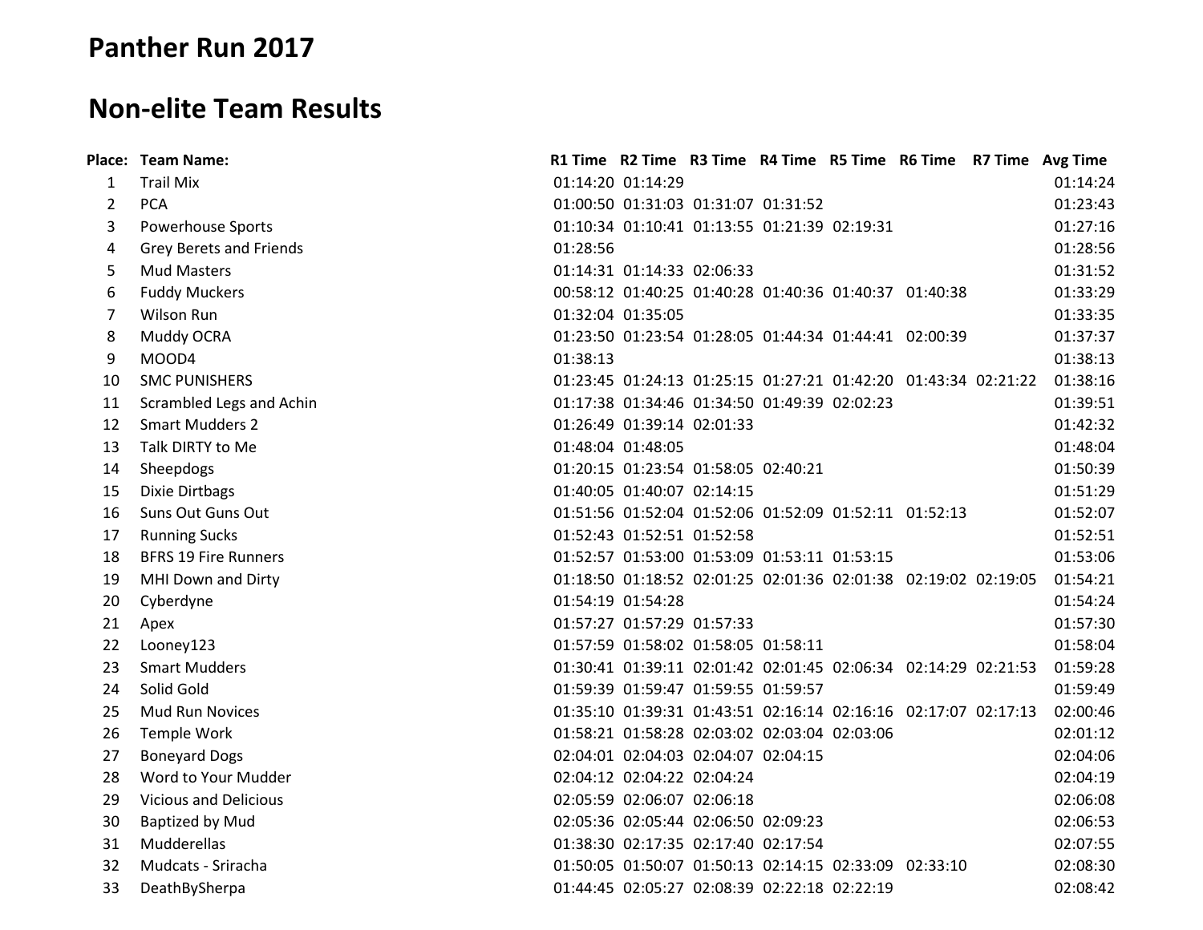# Panther Run 2017

## Non-elite Team Results

| Place: | Team Name: | R1 Time | R2 Time | R3 Time | R4 Time | R5 Time | R6 Time | R7 Time | Avg Time |
|---|---|---|---|---|---|---|---|---|---|
| 1 | Trail Mix | 01:14:20 | 01:14:29 | | | | | | 01:14:24 |
| 2 | PCA | 01:00:50 | 01:31:03 | 01:31:07 | 01:31:52 | | | | 01:23:43 |
| 3 | Powerhouse Sports | 01:10:34 | 01:10:41 | 01:13:55 | 01:21:39 | 02:19:31 | | | 01:27:16 |
| 4 | Grey Berets and Friends | 01:28:56 | | | | | | | 01:28:56 |
| 5 | Mud Masters | 01:14:31 | 01:14:33 | 02:06:33 | | | | | 01:31:52 |
| 6 | Fuddy Muckers | 00:58:12 | 01:40:25 | 01:40:28 | 01:40:36 | 01:40:37 | 01:40:38 | | 01:33:29 |
| 7 | Wilson Run | 01:32:04 | 01:35:05 | | | | | | 01:33:35 |
| 8 | Muddy OCRA | 01:23:50 | 01:23:54 | 01:28:05 | 01:44:34 | 01:44:41 | 02:00:39 | | 01:37:37 |
| 9 | MOOD4 | 01:38:13 | | | | | | | 01:38:13 |
| 10 | SMC PUNISHERS | 01:23:45 | 01:24:13 | 01:25:15 | 01:27:21 | 01:42:20 | 01:43:34 | 02:21:22 | 01:38:16 |
| 11 | Scrambled Legs and Achin | 01:17:38 | 01:34:46 | 01:34:50 | 01:49:39 | 02:02:23 | | | 01:39:51 |
| 12 | Smart Mudders 2 | 01:26:49 | 01:39:14 | 02:01:33 | | | | | 01:42:32 |
| 13 | Talk DIRTY to Me | 01:48:04 | 01:48:05 | | | | | | 01:48:04 |
| 14 | Sheepdogs | 01:20:15 | 01:23:54 | 01:58:05 | 02:40:21 | | | | 01:50:39 |
| 15 | Dixie Dirtbags | 01:40:05 | 01:40:07 | 02:14:15 | | | | | 01:51:29 |
| 16 | Suns Out Guns Out | 01:51:56 | 01:52:04 | 01:52:06 | 01:52:09 | 01:52:11 | 01:52:13 | | 01:52:07 |
| 17 | Running Sucks | 01:52:43 | 01:52:51 | 01:52:58 | | | | | 01:52:51 |
| 18 | BFRS 19 Fire Runners | 01:52:57 | 01:53:00 | 01:53:09 | 01:53:11 | 01:53:15 | | | 01:53:06 |
| 19 | MHI Down and Dirty | 01:18:50 | 01:18:52 | 02:01:25 | 02:01:36 | 02:01:38 | 02:19:02 | 02:19:05 | 01:54:21 |
| 20 | Cyberdyne | 01:54:19 | 01:54:28 | | | | | | 01:54:24 |
| 21 | Apex | 01:57:27 | 01:57:29 | 01:57:33 | | | | | 01:57:30 |
| 22 | Looney123 | 01:57:59 | 01:58:02 | 01:58:05 | 01:58:11 | | | | 01:58:04 |
| 23 | Smart Mudders | 01:30:41 | 01:39:11 | 02:01:42 | 02:01:45 | 02:06:34 | 02:14:29 | 02:21:53 | 01:59:28 |
| 24 | Solid Gold | 01:59:39 | 01:59:47 | 01:59:55 | 01:59:57 | | | | 01:59:49 |
| 25 | Mud Run Novices | 01:35:10 | 01:39:31 | 01:43:51 | 02:16:14 | 02:16:16 | 02:17:07 | 02:17:13 | 02:00:46 |
| 26 | Temple Work | 01:58:21 | 01:58:28 | 02:03:02 | 02:03:04 | 02:03:06 | | | 02:01:12 |
| 27 | Boneyard Dogs | 02:04:01 | 02:04:03 | 02:04:07 | 02:04:15 | | | | 02:04:06 |
| 28 | Word to Your Mudder | 02:04:12 | 02:04:22 | 02:04:24 | | | | | 02:04:19 |
| 29 | Vicious and Delicious | 02:05:59 | 02:06:07 | 02:06:18 | | | | | 02:06:08 |
| 30 | Baptized by Mud | 02:05:36 | 02:05:44 | 02:06:50 | 02:09:23 | | | | 02:06:53 |
| 31 | Mudderellas | 01:38:30 | 02:17:35 | 02:17:40 | 02:17:54 | | | | 02:07:55 |
| 32 | Mudcats - Sriracha | 01:50:05 | 01:50:07 | 01:50:13 | 02:14:15 | 02:33:09 | 02:33:10 | | 02:08:30 |
| 33 | DeathBySherpa | 01:44:45 | 02:05:27 | 02:08:39 | 02:22:18 | 02:22:19 | | | 02:08:42 |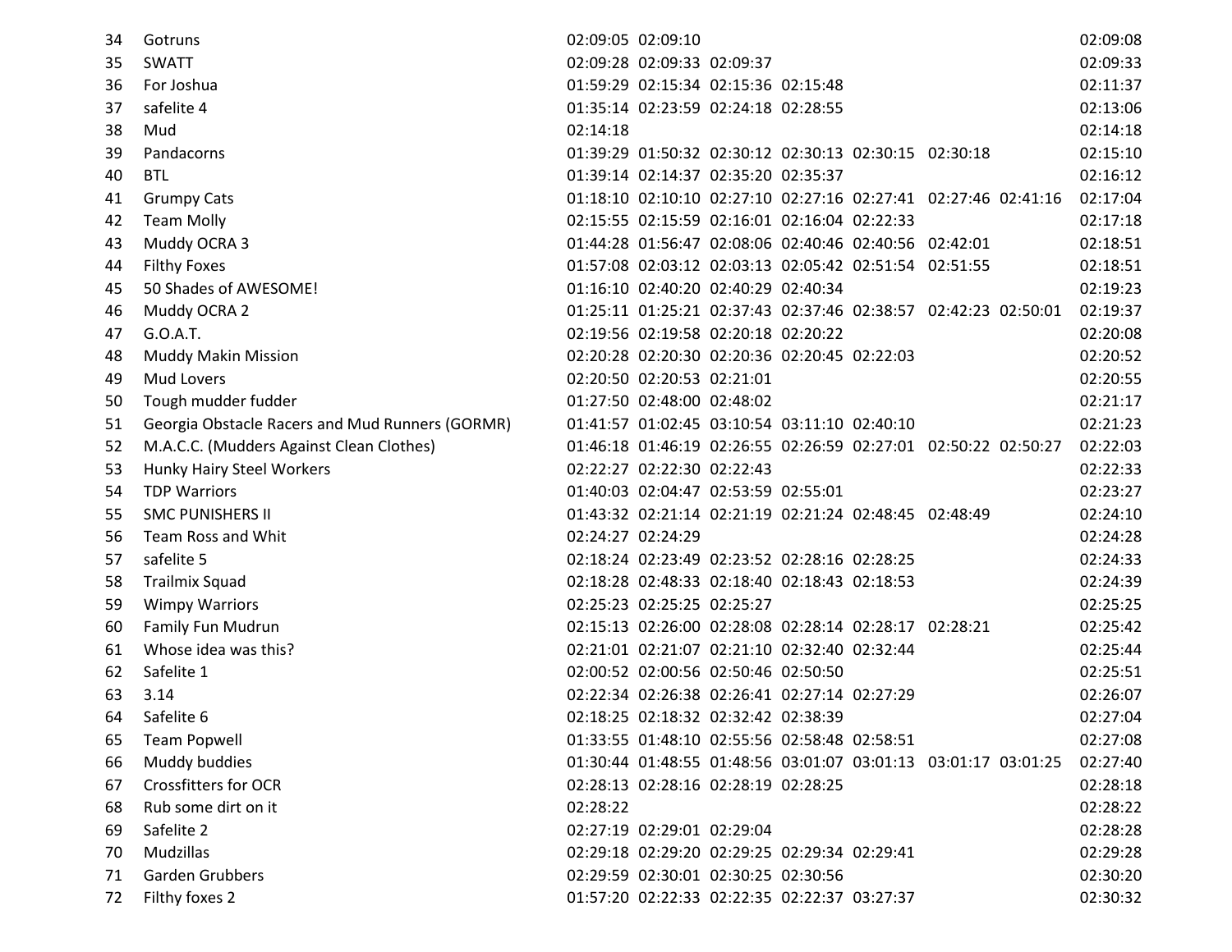| | | | | | | | | | |
|---|---|---|---|---|---|---|---|---|---|
| 34 | Gotruns | 02:09:05 | 02:09:10 | | | | | | 02:09:08 |
| 35 | SWATT | 02:09:28 | 02:09:33 | 02:09:37 | | | | | 02:09:33 |
| 36 | For Joshua | 01:59:29 | 02:15:34 | 02:15:36 | 02:15:48 | | | | 02:11:37 |
| 37 | safelite 4 | 01:35:14 | 02:23:59 | 02:24:18 | 02:28:55 | | | | 02:13:06 |
| 38 | Mud | 02:14:18 | | | | | | | 02:14:18 |
| 39 | Pandacorns | 01:39:29 | 01:50:32 | 02:30:12 | 02:30:13 | 02:30:15 | 02:30:18 | | 02:15:10 |
| 40 | BTL | 01:39:14 | 02:14:37 | 02:35:20 | 02:35:37 | | | | 02:16:12 |
| 41 | Grumpy Cats | 01:18:10 | 02:10:10 | 02:27:10 | 02:27:16 | 02:27:41 | 02:27:46 | 02:41:16 | 02:17:04 |
| 42 | Team Molly | 02:15:55 | 02:15:59 | 02:16:01 | 02:16:04 | 02:22:33 | | | 02:17:18 |
| 43 | Muddy OCRA 3 | 01:44:28 | 01:56:47 | 02:08:06 | 02:40:46 | 02:40:56 | 02:42:01 | | 02:18:51 |
| 44 | Filthy Foxes | 01:57:08 | 02:03:12 | 02:03:13 | 02:05:42 | 02:51:54 | 02:51:55 | | 02:18:51 |
| 45 | 50 Shades of AWESOME! | 01:16:10 | 02:40:20 | 02:40:29 | 02:40:34 | | | | 02:19:23 |
| 46 | Muddy OCRA 2 | 01:25:11 | 01:25:21 | 02:37:43 | 02:37:46 | 02:38:57 | 02:42:23 | 02:50:01 | 02:19:37 |
| 47 | G.O.A.T. | 02:19:56 | 02:19:58 | 02:20:18 | 02:20:22 | | | | 02:20:08 |
| 48 | Muddy Makin Mission | 02:20:28 | 02:20:30 | 02:20:36 | 02:20:45 | 02:22:03 | | | 02:20:52 |
| 49 | Mud Lovers | 02:20:50 | 02:20:53 | 02:21:01 | | | | | 02:20:55 |
| 50 | Tough mudder fudder | 01:27:50 | 02:48:00 | 02:48:02 | | | | | 02:21:17 |
| 51 | Georgia Obstacle Racers and Mud Runners (GORMR) | 01:41:57 | 01:02:45 | 03:10:54 | 03:11:10 | 02:40:10 | | | 02:21:23 |
| 52 | M.A.C.C. (Mudders Against Clean Clothes) | 01:46:18 | 01:46:19 | 02:26:55 | 02:26:59 | 02:27:01 | 02:50:22 | 02:50:27 | 02:22:03 |
| 53 | Hunky Hairy Steel Workers | 02:22:27 | 02:22:30 | 02:22:43 | | | | | 02:22:33 |
| 54 | TDP Warriors | 01:40:03 | 02:04:47 | 02:53:59 | 02:55:01 | | | | 02:23:27 |
| 55 | SMC PUNISHERS II | 01:43:32 | 02:21:14 | 02:21:19 | 02:21:24 | 02:48:45 | 02:48:49 | | 02:24:10 |
| 56 | Team Ross and Whit | 02:24:27 | 02:24:29 | | | | | | 02:24:28 |
| 57 | safelite 5 | 02:18:24 | 02:23:49 | 02:23:52 | 02:28:16 | 02:28:25 | | | 02:24:33 |
| 58 | Trailmix Squad | 02:18:28 | 02:48:33 | 02:18:40 | 02:18:43 | 02:18:53 | | | 02:24:39 |
| 59 | Wimpy Warriors | 02:25:23 | 02:25:25 | 02:25:27 | | | | | 02:25:25 |
| 60 | Family Fun Mudrun | 02:15:13 | 02:26:00 | 02:28:08 | 02:28:14 | 02:28:17 | 02:28:21 | | 02:25:42 |
| 61 | Whose idea was this? | 02:21:01 | 02:21:07 | 02:21:10 | 02:32:40 | 02:32:44 | | | 02:25:44 |
| 62 | Safelite 1 | 02:00:52 | 02:00:56 | 02:50:46 | 02:50:50 | | | | 02:25:51 |
| 63 | 3.14 | 02:22:34 | 02:26:38 | 02:26:41 | 02:27:14 | 02:27:29 | | | 02:26:07 |
| 64 | Safelite 6 | 02:18:25 | 02:18:32 | 02:32:42 | 02:38:39 | | | | 02:27:04 |
| 65 | Team Popwell | 01:33:55 | 01:48:10 | 02:55:56 | 02:58:48 | 02:58:51 | | | 02:27:08 |
| 66 | Muddy buddies | 01:30:44 | 01:48:55 | 01:48:56 | 03:01:07 | 03:01:13 | 03:01:17 | 03:01:25 | 02:27:40 |
| 67 | Crossfitters for OCR | 02:28:13 | 02:28:16 | 02:28:19 | 02:28:25 | | | | 02:28:18 |
| 68 | Rub some dirt on it | 02:28:22 | | | | | | | 02:28:22 |
| 69 | Safelite 2 | 02:27:19 | 02:29:01 | 02:29:04 | | | | | 02:28:28 |
| 70 | Mudzillas | 02:29:18 | 02:29:20 | 02:29:25 | 02:29:34 | 02:29:41 | | | 02:29:28 |
| 71 | Garden Grubbers | 02:29:59 | 02:30:01 | 02:30:25 | 02:30:56 | | | | 02:30:20 |
| 72 | Filthy foxes 2 | 01:57:20 | 02:22:33 | 02:22:35 | 02:22:37 | 03:27:37 | | | 02:30:32 |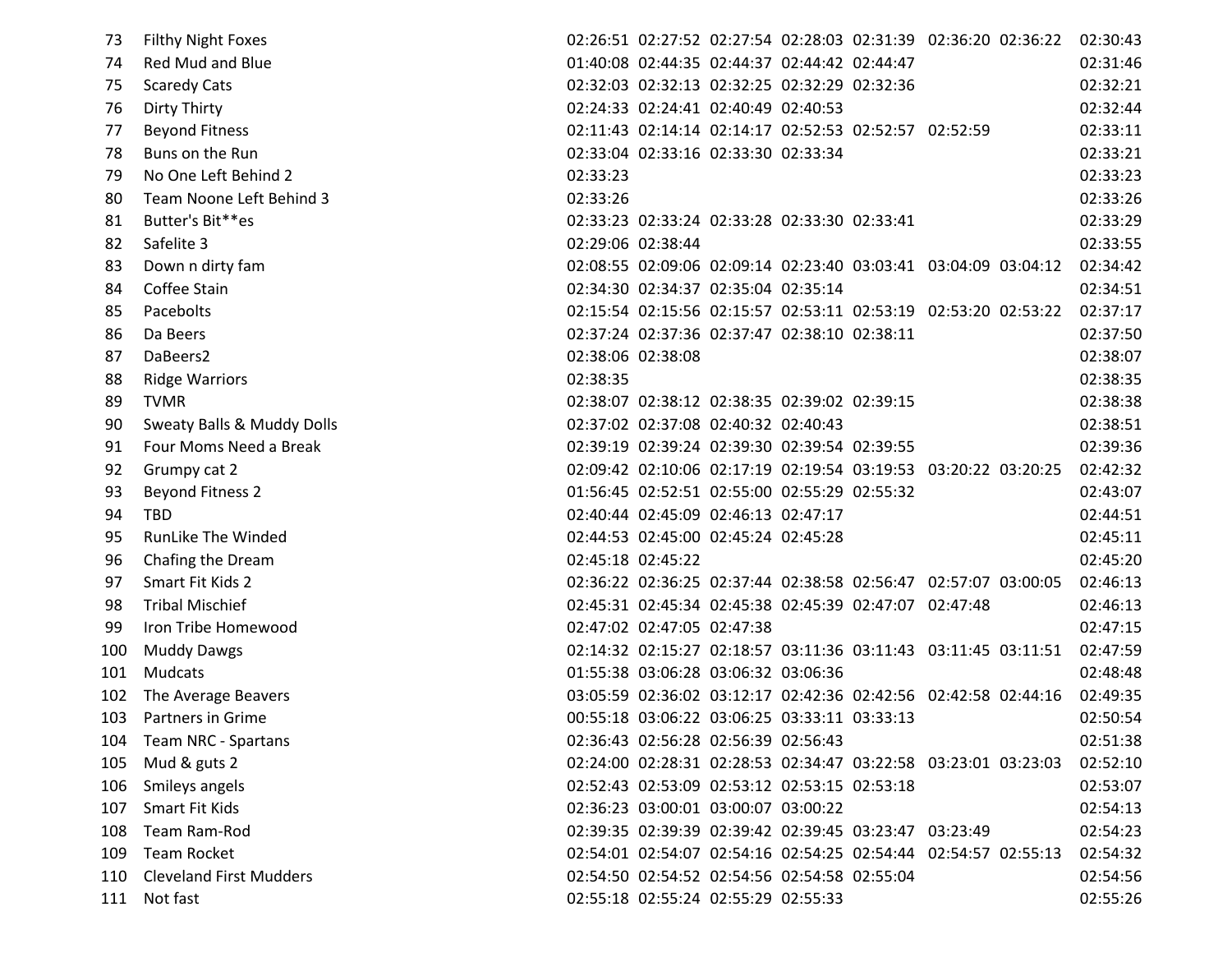| | | | | | | | | | |
|---|---|---|---|---|---|---|---|---|---|
| 73 | Filthy Night Foxes | 02:26:51 | 02:27:52 | 02:27:54 | 02:28:03 | 02:31:39 | 02:36:20 | 02:36:22 | 02:30:43 |
| 74 | Red Mud and Blue | 01:40:08 | 02:44:35 | 02:44:37 | 02:44:42 | 02:44:47 | | | 02:31:46 |
| 75 | Scaredy Cats | 02:32:03 | 02:32:13 | 02:32:25 | 02:32:29 | 02:32:36 | | | 02:32:21 |
| 76 | Dirty Thirty | 02:24:33 | 02:24:41 | 02:40:49 | 02:40:53 | | | | 02:32:44 |
| 77 | Beyond Fitness | 02:11:43 | 02:14:14 | 02:14:17 | 02:52:53 | 02:52:57 | 02:52:59 | | 02:33:11 |
| 78 | Buns on the Run | 02:33:04 | 02:33:16 | 02:33:30 | 02:33:34 | | | | 02:33:21 |
| 79 | No One Left Behind 2 | 02:33:23 | | | | | | | 02:33:23 |
| 80 | Team Noone Left Behind 3 | 02:33:26 | | | | | | | 02:33:26 |
| 81 | Butter's Bit**es | 02:33:23 | 02:33:24 | 02:33:28 | 02:33:30 | 02:33:41 | | | 02:33:29 |
| 82 | Safelite 3 | 02:29:06 | 02:38:44 | | | | | | 02:33:55 |
| 83 | Down n dirty fam | 02:08:55 | 02:09:06 | 02:09:14 | 02:23:40 | 03:03:41 | 03:04:09 | 03:04:12 | 02:34:42 |
| 84 | Coffee Stain | 02:34:30 | 02:34:37 | 02:35:04 | 02:35:14 | | | | 02:34:51 |
| 85 | Pacebolts | 02:15:54 | 02:15:56 | 02:15:57 | 02:53:11 | 02:53:19 | 02:53:20 | 02:53:22 | 02:37:17 |
| 86 | Da Beers | 02:37:24 | 02:37:36 | 02:37:47 | 02:38:10 | 02:38:11 | | | 02:37:50 |
| 87 | DaBeers2 | 02:38:06 | 02:38:08 | | | | | | 02:38:07 |
| 88 | Ridge Warriors | 02:38:35 | | | | | | | 02:38:35 |
| 89 | TVMR | 02:38:07 | 02:38:12 | 02:38:35 | 02:39:02 | 02:39:15 | | | 02:38:38 |
| 90 | Sweaty Balls & Muddy Dolls | 02:37:02 | 02:37:08 | 02:40:32 | 02:40:43 | | | | 02:38:51 |
| 91 | Four Moms Need a Break | 02:39:19 | 02:39:24 | 02:39:30 | 02:39:54 | 02:39:55 | | | 02:39:36 |
| 92 | Grumpy cat 2 | 02:09:42 | 02:10:06 | 02:17:19 | 02:19:54 | 03:19:53 | 03:20:22 | 03:20:25 | 02:42:32 |
| 93 | Beyond Fitness 2 | 01:56:45 | 02:52:51 | 02:55:00 | 02:55:29 | 02:55:32 | | | 02:43:07 |
| 94 | TBD | 02:40:44 | 02:45:09 | 02:46:13 | 02:47:17 | | | | 02:44:51 |
| 95 | RunLike The Winded | 02:44:53 | 02:45:00 | 02:45:24 | 02:45:28 | | | | 02:45:11 |
| 96 | Chafing the Dream | 02:45:18 | 02:45:22 | | | | | | 02:45:20 |
| 97 | Smart Fit Kids 2 | 02:36:22 | 02:36:25 | 02:37:44 | 02:38:58 | 02:56:47 | 02:57:07 | 03:00:05 | 02:46:13 |
| 98 | Tribal Mischief | 02:45:31 | 02:45:34 | 02:45:38 | 02:45:39 | 02:47:07 | 02:47:48 | | 02:46:13 |
| 99 | Iron Tribe Homewood | 02:47:02 | 02:47:05 | 02:47:38 | | | | | 02:47:15 |
| 100 | Muddy Dawgs | 02:14:32 | 02:15:27 | 02:18:57 | 03:11:36 | 03:11:43 | 03:11:45 | 03:11:51 | 02:47:59 |
| 101 | Mudcats | 01:55:38 | 03:06:28 | 03:06:32 | 03:06:36 | | | | 02:48:48 |
| 102 | The Average Beavers | 03:05:59 | 02:36:02 | 03:12:17 | 02:42:36 | 02:42:56 | 02:42:58 | 02:44:16 | 02:49:35 |
| 103 | Partners in Grime | 00:55:18 | 03:06:22 | 03:06:25 | 03:33:11 | 03:33:13 | | | 02:50:54 |
| 104 | Team NRC - Spartans | 02:36:43 | 02:56:28 | 02:56:39 | 02:56:43 | | | | 02:51:38 |
| 105 | Mud & guts 2 | 02:24:00 | 02:28:31 | 02:28:53 | 02:34:47 | 03:22:58 | 03:23:01 | 03:23:03 | 02:52:10 |
| 106 | Smileys angels | 02:52:43 | 02:53:09 | 02:53:12 | 02:53:15 | 02:53:18 | | | 02:53:07 |
| 107 | Smart Fit Kids | 02:36:23 | 03:00:01 | 03:00:07 | 03:00:22 | | | | 02:54:13 |
| 108 | Team Ram-Rod | 02:39:35 | 02:39:39 | 02:39:42 | 02:39:45 | 03:23:47 | 03:23:49 | | 02:54:23 |
| 109 | Team Rocket | 02:54:01 | 02:54:07 | 02:54:16 | 02:54:25 | 02:54:44 | 02:54:57 | 02:55:13 | 02:54:32 |
| 110 | Cleveland First Mudders | 02:54:50 | 02:54:52 | 02:54:56 | 02:54:58 | 02:55:04 | | | 02:54:56 |
| 111 | Not fast | 02:55:18 | 02:55:24 | 02:55:29 | 02:55:33 | | | | 02:55:26 |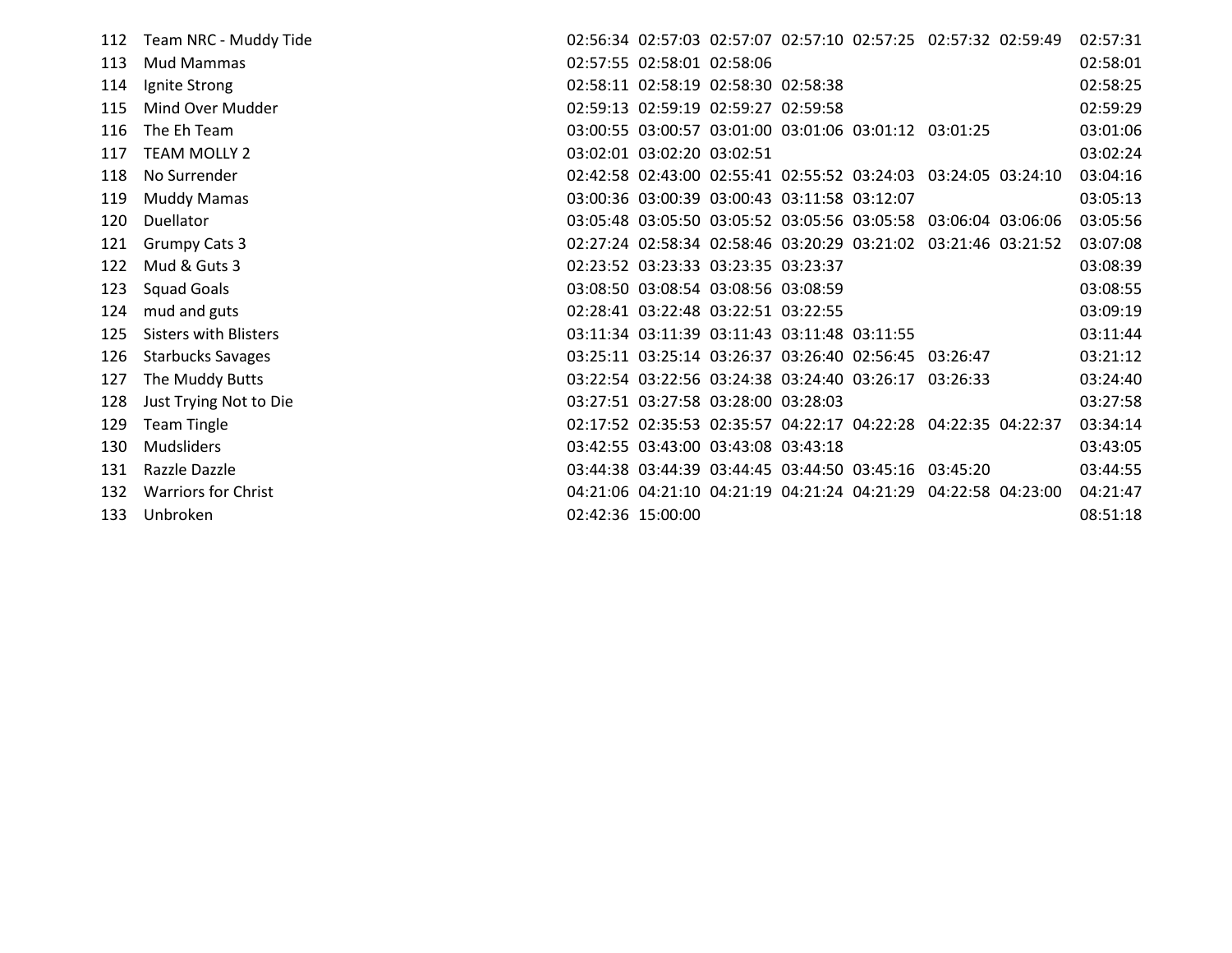| | | | | | | | | | |
|---|---|---|---|---|---|---|---|---|---|
| 112 | Team NRC - Muddy Tide | 02:56:34 | 02:57:03 | 02:57:07 | 02:57:10 | 02:57:25 | 02:57:32 | 02:59:49 | 02:57:31 |
| 113 | Mud Mammas | 02:57:55 | 02:58:01 | 02:58:06 | | | | | 02:58:01 |
| 114 | Ignite Strong | 02:58:11 | 02:58:19 | 02:58:30 | 02:58:38 | | | | 02:58:25 |
| 115 | Mind Over Mudder | 02:59:13 | 02:59:19 | 02:59:27 | 02:59:58 | | | | 02:59:29 |
| 116 | The Eh Team | 03:00:55 | 03:00:57 | 03:01:00 | 03:01:06 | 03:01:12 | 03:01:25 | | 03:01:06 |
| 117 | TEAM MOLLY 2 | 03:02:01 | 03:02:20 | 03:02:51 | | | | | 03:02:24 |
| 118 | No Surrender | 02:42:58 | 02:43:00 | 02:55:41 | 02:55:52 | 03:24:03 | 03:24:05 | 03:24:10 | 03:04:16 |
| 119 | Muddy Mamas | 03:00:36 | 03:00:39 | 03:00:43 | 03:11:58 | 03:12:07 | | | 03:05:13 |
| 120 | Duellator | 03:05:48 | 03:05:50 | 03:05:52 | 03:05:56 | 03:05:58 | 03:06:04 | 03:06:06 | 03:05:56 |
| 121 | Grumpy Cats 3 | 02:27:24 | 02:58:34 | 02:58:46 | 03:20:29 | 03:21:02 | 03:21:46 | 03:21:52 | 03:07:08 |
| 122 | Mud & Guts 3 | 02:23:52 | 03:23:33 | 03:23:35 | 03:23:37 | | | | 03:08:39 |
| 123 | Squad Goals | 03:08:50 | 03:08:54 | 03:08:56 | 03:08:59 | | | | 03:08:55 |
| 124 | mud and guts | 02:28:41 | 03:22:48 | 03:22:51 | 03:22:55 | | | | 03:09:19 |
| 125 | Sisters with Blisters | 03:11:34 | 03:11:39 | 03:11:43 | 03:11:48 | 03:11:55 | | | 03:11:44 |
| 126 | Starbucks Savages | 03:25:11 | 03:25:14 | 03:26:37 | 03:26:40 | 02:56:45 | 03:26:47 | | 03:21:12 |
| 127 | The Muddy Butts | 03:22:54 | 03:22:56 | 03:24:38 | 03:24:40 | 03:26:17 | 03:26:33 | | 03:24:40 |
| 128 | Just Trying Not to Die | 03:27:51 | 03:27:58 | 03:28:00 | 03:28:03 | | | | 03:27:58 |
| 129 | Team Tingle | 02:17:52 | 02:35:53 | 02:35:57 | 04:22:17 | 04:22:28 | 04:22:35 | 04:22:37 | 03:34:14 |
| 130 | Mudsliders | 03:42:55 | 03:43:00 | 03:43:08 | 03:43:18 | | | | 03:43:05 |
| 131 | Razzle Dazzle | 03:44:38 | 03:44:39 | 03:44:45 | 03:44:50 | 03:45:16 | 03:45:20 | | 03:44:55 |
| 132 | Warriors for Christ | 04:21:06 | 04:21:10 | 04:21:19 | 04:21:24 | 04:21:29 | 04:22:58 | 04:23:00 | 04:21:47 |
| 133 | Unbroken | 02:42:36 | 15:00:00 | | | | | | 08:51:18 |